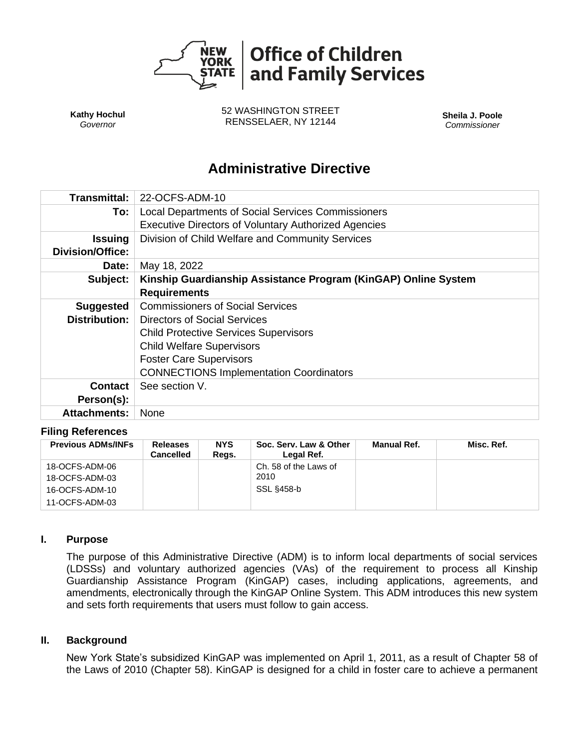**Office of Children and Family Services**

**Kathy Hochul**
*Governor*

52 WASHINGTON STREET
RENSSELAER, NY 12144

**Sheila J. Poole**
*Commissioner*

# Administrative Directive

| | |
|---|---|
| **Transmittal:** | 22-OCFS-ADM-10 |
| **To:** | Local Departments of Social Services Commissioners<br>Executive Directors of Voluntary Authorized Agencies |
| **Issuing Division/Office:** | Division of Child Welfare and Community Services |
| **Date:** | May 18, 2022 |
| **Subject:** | **Kinship Guardianship Assistance Program (KinGAP) Online System Requirements** |
| **Suggested Distribution:** | Commissioners of Social Services<br>Directors of Social Services<br>Child Protective Services Supervisors<br>Child Welfare Supervisors<br>Foster Care Supervisors<br>CONNECTIONS Implementation Coordinators |
| **Contact Person(s):** | See section V. |
| **Attachments:** | None |

### Filing References

| Previous ADMs/INFs | Releases Cancelled | NYS Regs. | Soc. Serv. Law & Other Legal Ref. | Manual Ref. | Misc. Ref. |
|---|---|---|---|---|---|
| 18-OCFS-ADM-06<br>18-OCFS-ADM-03<br>16-OCFS-ADM-10<br>11-OCFS-ADM-03 | | | Ch. 58 of the Laws of 2010<br>SSL §458-b | | |

## I. Purpose

The purpose of this Administrative Directive (ADM) is to inform local departments of social services (LDSSs) and voluntary authorized agencies (VAs) of the requirement to process all Kinship Guardianship Assistance Program (KinGAP) cases, including applications, agreements, and amendments, electronically through the KinGAP Online System. This ADM introduces this new system and sets forth requirements that users must follow to gain access.

## II. Background

New York State's subsidized KinGAP was implemented on April 1, 2011, as a result of Chapter 58 of the Laws of 2010 (Chapter 58). KinGAP is designed for a child in foster care to achieve a permanent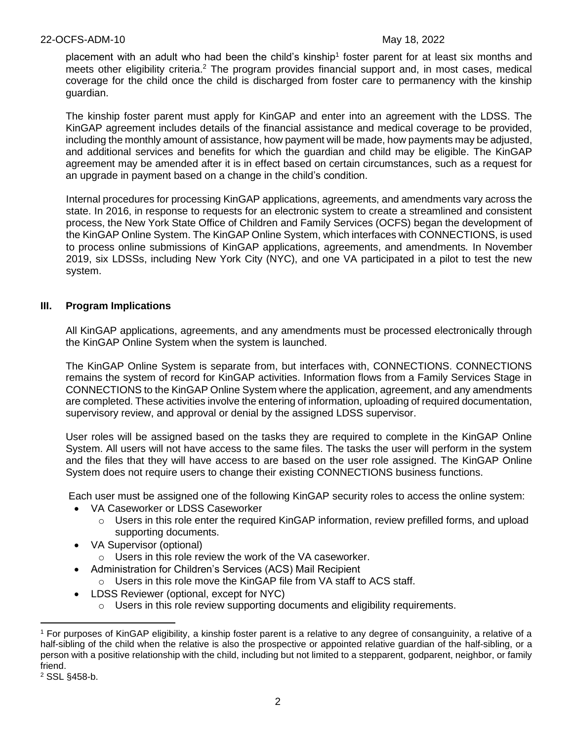placement with an adult who had been the child's kinship[1] foster parent for at least six months and meets other eligibility criteria.[2] The program provides financial support and, in most cases, medical coverage for the child once the child is discharged from foster care to permanency with the kinship guardian.

The kinship foster parent must apply for KinGAP and enter into an agreement with the LDSS. The KinGAP agreement includes details of the financial assistance and medical coverage to be provided, including the monthly amount of assistance, how payment will be made, how payments may be adjusted, and additional services and benefits for which the guardian and child may be eligible. The KinGAP agreement may be amended after it is in effect based on certain circumstances, such as a request for an upgrade in payment based on a change in the child's condition.

Internal procedures for processing KinGAP applications, agreements, and amendments vary across the state. In 2016, in response to requests for an electronic system to create a streamlined and consistent process, the New York State Office of Children and Family Services (OCFS) began the development of the KinGAP Online System. The KinGAP Online System, which interfaces with CONNECTIONS, is used to process online submissions of KinGAP applications, agreements, and amendments. In November 2019, six LDSSs, including New York City (NYC), and one VA participated in a pilot to test the new system.

## III. Program Implications

All KinGAP applications, agreements, and any amendments must be processed electronically through the KinGAP Online System when the system is launched.

The KinGAP Online System is separate from, but interfaces with, CONNECTIONS. CONNECTIONS remains the system of record for KinGAP activities. Information flows from a Family Services Stage in CONNECTIONS to the KinGAP Online System where the application, agreement, and any amendments are completed. These activities involve the entering of information, uploading of required documentation, supervisory review, and approval or denial by the assigned LDSS supervisor.

User roles will be assigned based on the tasks they are required to complete in the KinGAP Online System. All users will not have access to the same files. The tasks the user will perform in the system and the files that they will have access to are based on the user role assigned. The KinGAP Online System does not require users to change their existing CONNECTIONS business functions.

Each user must be assigned one of the following KinGAP security roles to access the online system:

- VA Caseworker or LDSS Caseworker
  - Users in this role enter the required KinGAP information, review prefilled forms, and upload supporting documents.
- VA Supervisor (optional)
  - Users in this role review the work of the VA caseworker.
- Administration for Children's Services (ACS) Mail Recipient
  - Users in this role move the KinGAP file from VA staff to ACS staff.
- LDSS Reviewer (optional, except for NYC)
  - Users in this role review supporting documents and eligibility requirements.

[1] For purposes of KinGAP eligibility, a kinship foster parent is a relative to any degree of consanguinity, a relative of a half-sibling of the child when the relative is also the prospective or appointed relative guardian of the half-sibling, or a person with a positive relationship with the child, including but not limited to a stepparent, godparent, neighbor, or family friend.

[2] SSL §458-b.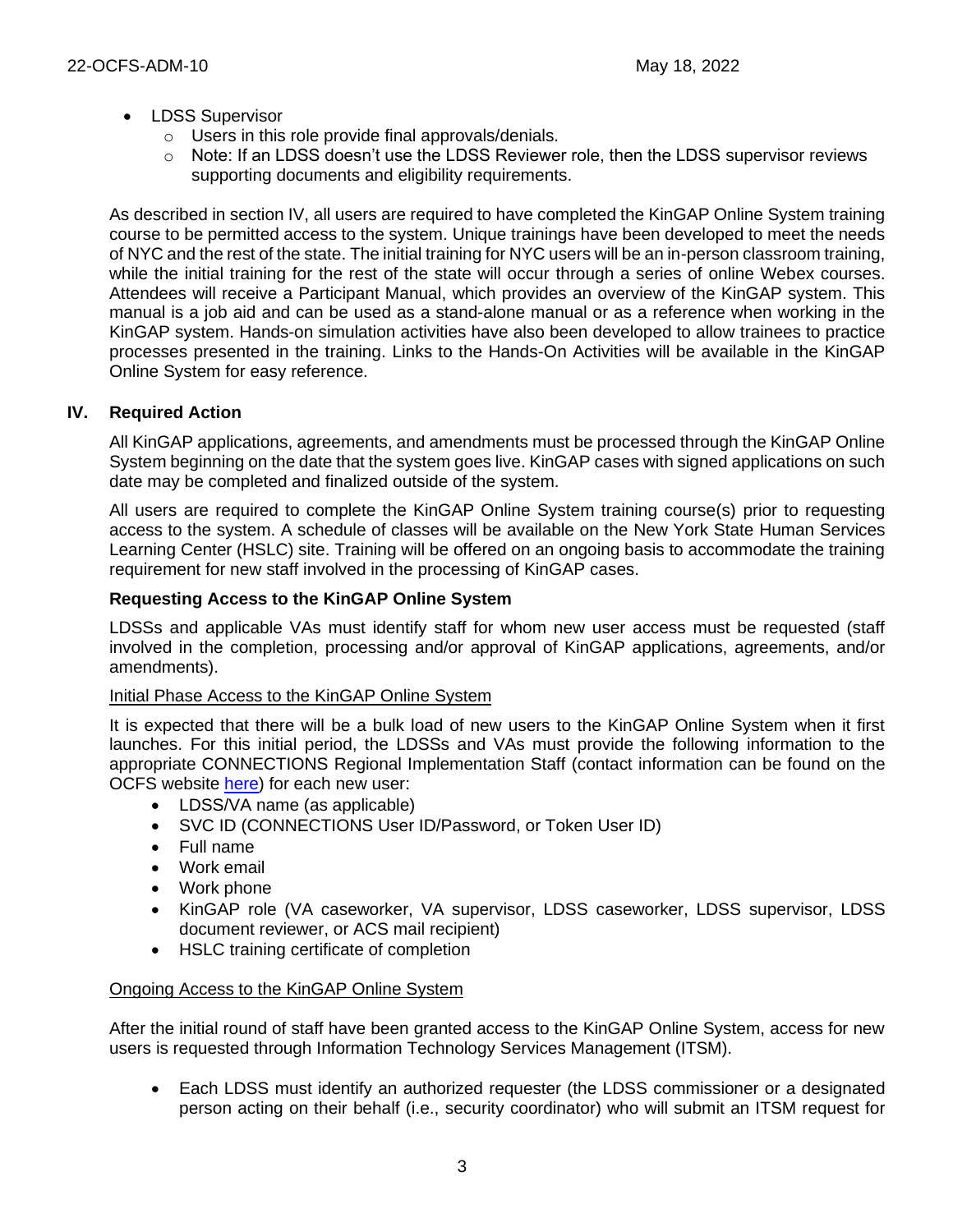- LDSS Supervisor
  - Users in this role provide final approvals/denials.
  - Note: If an LDSS doesn't use the LDSS Reviewer role, then the LDSS supervisor reviews supporting documents and eligibility requirements.

As described in section IV, all users are required to have completed the KinGAP Online System training course to be permitted access to the system. Unique trainings have been developed to meet the needs of NYC and the rest of the state. The initial training for NYC users will be an in-person classroom training, while the initial training for the rest of the state will occur through a series of online Webex courses. Attendees will receive a Participant Manual, which provides an overview of the KinGAP system. This manual is a job aid and can be used as a stand-alone manual or as a reference when working in the KinGAP system. Hands-on simulation activities have also been developed to allow trainees to practice processes presented in the training. Links to the Hands-On Activities will be available in the KinGAP Online System for easy reference.

## IV. Required Action

All KinGAP applications, agreements, and amendments must be processed through the KinGAP Online System beginning on the date that the system goes live. KinGAP cases with signed applications on such date may be completed and finalized outside of the system.

All users are required to complete the KinGAP Online System training course(s) prior to requesting access to the system. A schedule of classes will be available on the New York State Human Services Learning Center (HSLC) site. Training will be offered on an ongoing basis to accommodate the training requirement for new staff involved in the processing of KinGAP cases.

### Requesting Access to the KinGAP Online System

LDSSs and applicable VAs must identify staff for whom new user access must be requested (staff involved in the completion, processing and/or approval of KinGAP applications, agreements, and/or amendments).

#### Initial Phase Access to the KinGAP Online System

It is expected that there will be a bulk load of new users to the KinGAP Online System when it first launches. For this initial period, the LDSSs and VAs must provide the following information to the appropriate CONNECTIONS Regional Implementation Staff (contact information can be found on the OCFS website here) for each new user:

- LDSS/VA name (as applicable)
- SVC ID (CONNECTIONS User ID/Password, or Token User ID)
- Full name
- Work email
- Work phone
- KinGAP role (VA caseworker, VA supervisor, LDSS caseworker, LDSS supervisor, LDSS document reviewer, or ACS mail recipient)
- HSLC training certificate of completion

#### Ongoing Access to the KinGAP Online System

After the initial round of staff have been granted access to the KinGAP Online System, access for new users is requested through Information Technology Services Management (ITSM).

- Each LDSS must identify an authorized requester (the LDSS commissioner or a designated person acting on their behalf (i.e., security coordinator) who will submit an ITSM request for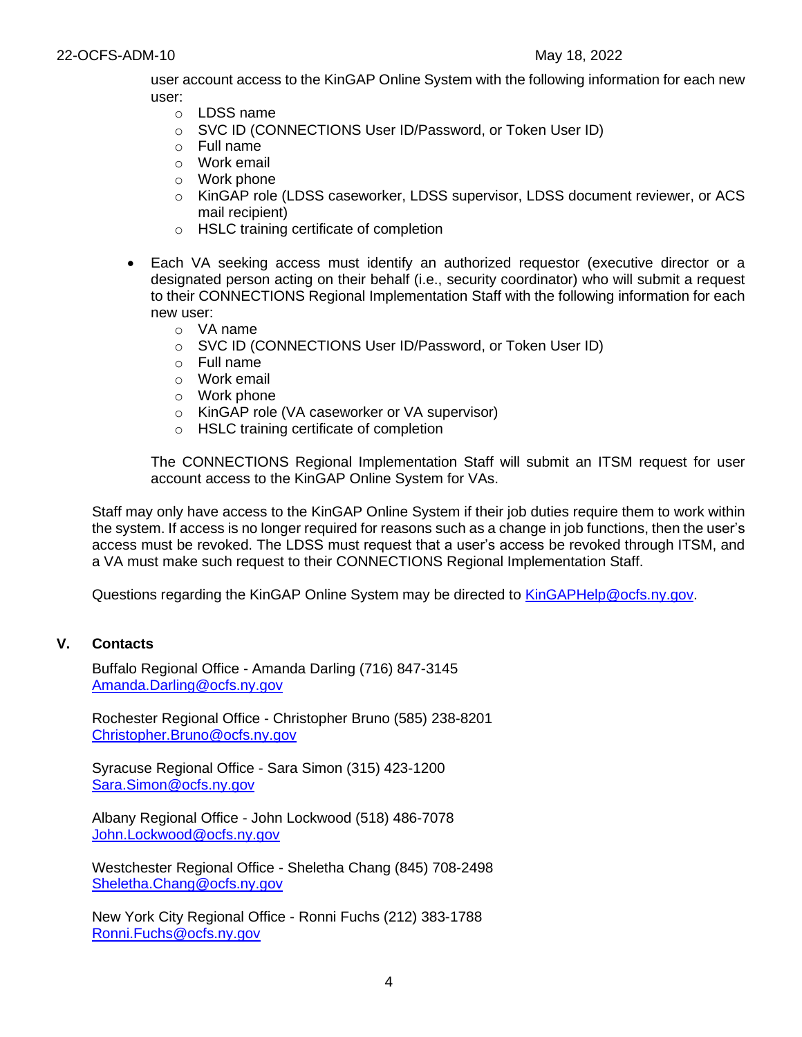user account access to the KinGAP Online System with the following information for each new user:
  - LDSS name
  - SVC ID (CONNECTIONS User ID/Password, or Token User ID)
  - Full name
  - Work email
  - Work phone
  - KinGAP role (LDSS caseworker, LDSS supervisor, LDSS document reviewer, or ACS mail recipient)
  - HSLC training certificate of completion

- Each VA seeking access must identify an authorized requestor (executive director or a designated person acting on their behalf (i.e., security coordinator) who will submit a request to their CONNECTIONS Regional Implementation Staff with the following information for each new user:
  - VA name
  - SVC ID (CONNECTIONS User ID/Password, or Token User ID)
  - Full name
  - Work email
  - Work phone
  - KinGAP role (VA caseworker or VA supervisor)
  - HSLC training certificate of completion

  The CONNECTIONS Regional Implementation Staff will submit an ITSM request for user account access to the KinGAP Online System for VAs.

Staff may only have access to the KinGAP Online System if their job duties require them to work within the system. If access is no longer required for reasons such as a change in job functions, then the user's access must be revoked. The LDSS must request that a user's access be revoked through ITSM, and a VA must make such request to their CONNECTIONS Regional Implementation Staff.

Questions regarding the KinGAP Online System may be directed to KinGAPHelp@ocfs.ny.gov.

## V. Contacts

Buffalo Regional Office - Amanda Darling (716) 847-3145
Amanda.Darling@ocfs.ny.gov

Rochester Regional Office - Christopher Bruno (585) 238-8201
Christopher.Bruno@ocfs.ny.gov

Syracuse Regional Office - Sara Simon (315) 423-1200
Sara.Simon@ocfs.ny.gov

Albany Regional Office - John Lockwood (518) 486-7078
John.Lockwood@ocfs.ny.gov

Westchester Regional Office - Sheletha Chang (845) 708-2498
Sheletha.Chang@ocfs.ny.gov

New York City Regional Office - Ronni Fuchs (212) 383-1788
Ronni.Fuchs@ocfs.ny.gov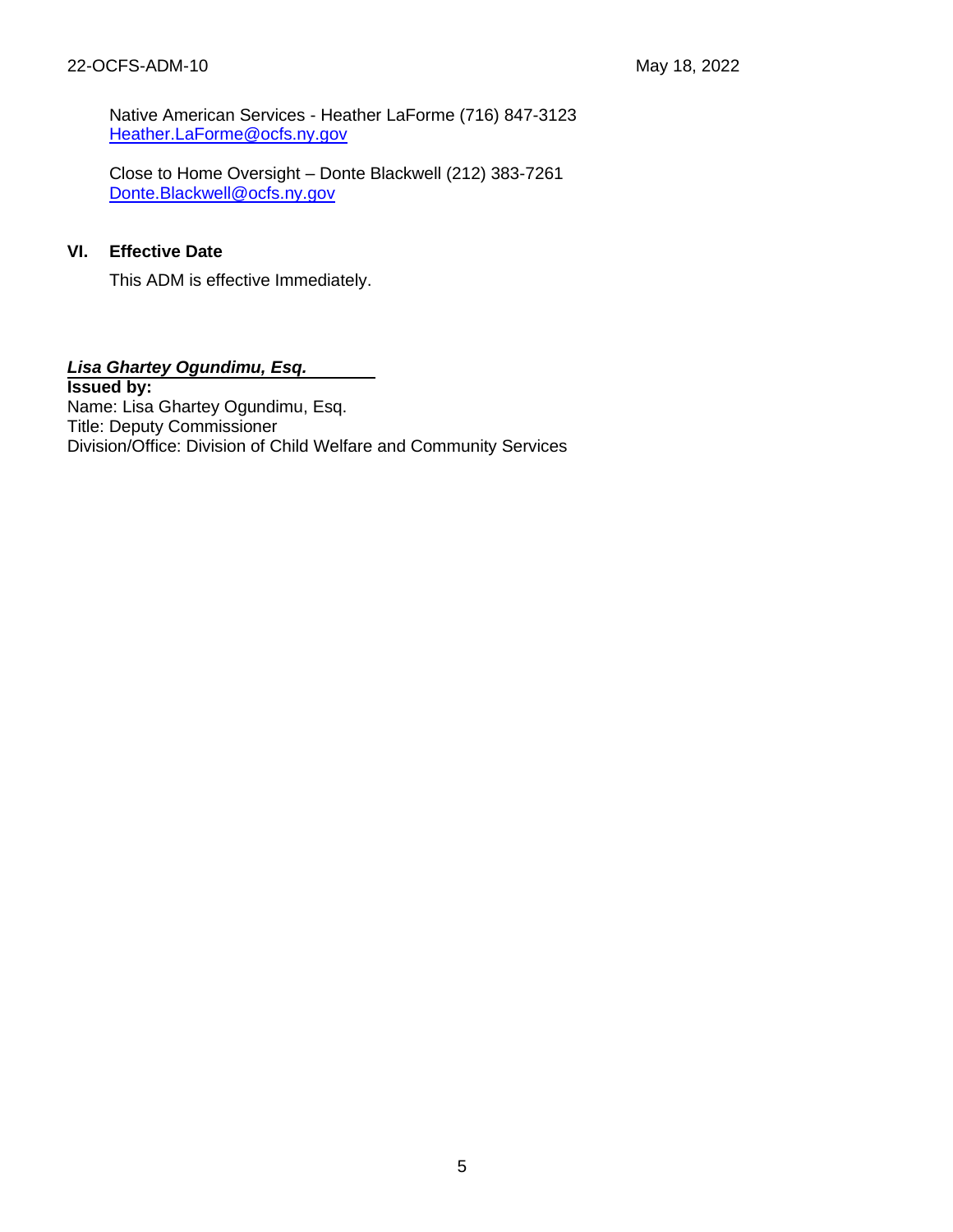Native American Services - Heather LaForme (716) 847-3123
[Heather.LaForme@ocfs.ny.gov](mailto:Heather.LaForme@ocfs.ny.gov)

Close to Home Oversight – Donte Blackwell (212) 383-7261
[Donte.Blackwell@ocfs.ny.gov](mailto:Donte.Blackwell@ocfs.ny.gov)

## VI. Effective Date

This ADM is effective Immediately.

***Lisa Ghartey Ogundimu, Esq.***

**Issued by:**
Name: Lisa Ghartey Ogundimu, Esq.
Title: Deputy Commissioner
Division/Office: Division of Child Welfare and Community Services